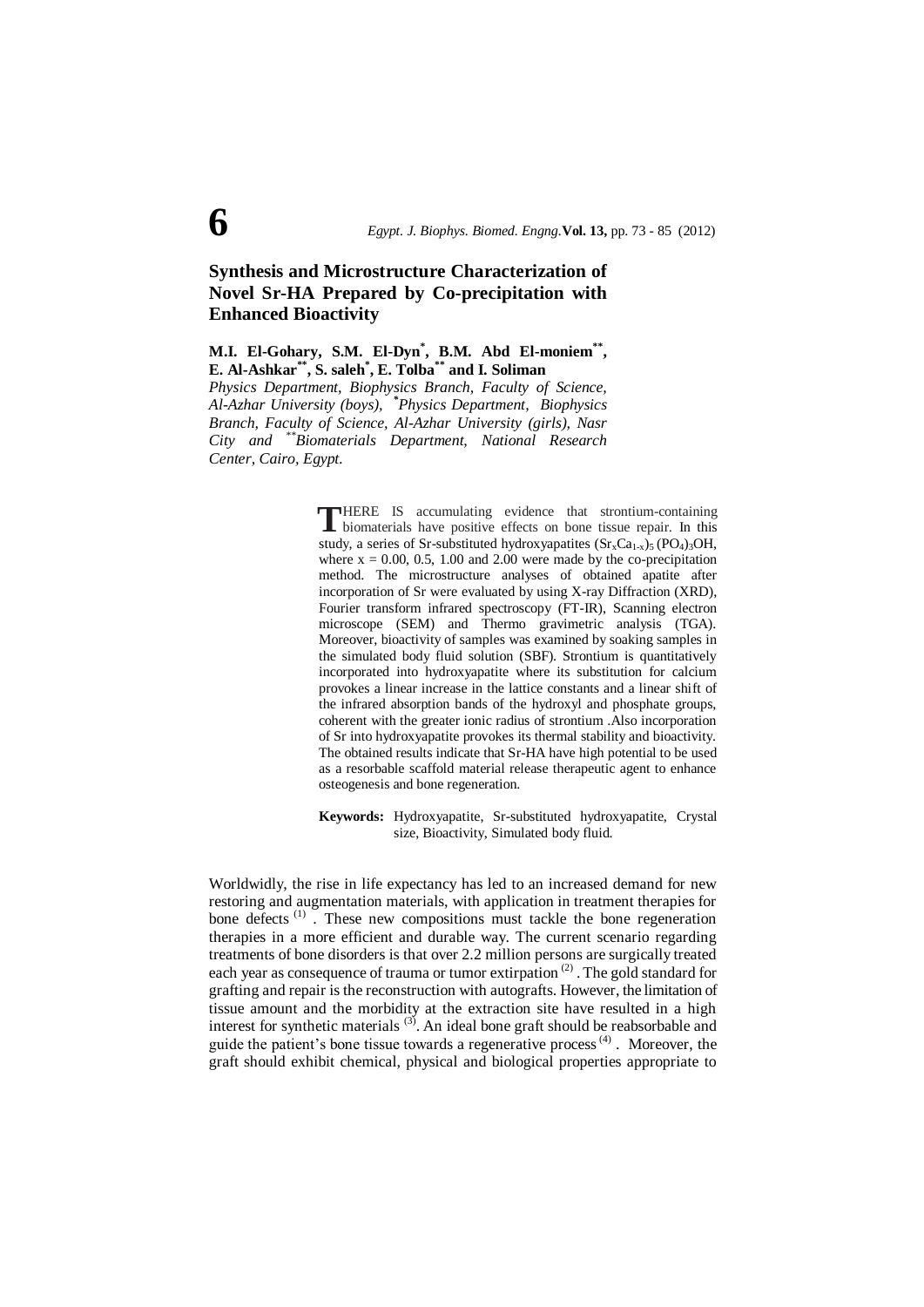# Synthesis and Microstructure Characterization of Novel Sr-HA Prepared by Co-precipitation with Enhanced Bioactivity

**M.I. El-Gohary, S.M. El-Dyn[*], B.M. Abd El-moniem[**], E. Al-Ashkar[**], S. saleh[*], E. Tolba[**] and I. Soliman**

*Physics Department, Biophysics Branch, Faculty of Science, Al-Azhar University (boys), [*]Physics Department, Biophysics Branch, Faculty of Science, Al-Azhar University (girls), Nasr City and [**]Biomaterials Department, National Research Center, Cairo, Egypt.*

THERE IS accumulating evidence that strontium-containing biomaterials have positive effects on bone tissue repair. In this study, a series of Sr-substituted hydroxyapatites $(Sr_xCa_{1-x})_5(PO_4)_3OH$, where x = 0.00, 0.5, 1.00 and 2.00 were made by the co-precipitation method. The microstructure analyses of obtained apatite after incorporation of Sr were evaluated by using X-ray Diffraction (XRD), Fourier transform infrared spectroscopy (FT-IR), Scanning electron microscope (SEM) and Thermo gravimetric analysis (TGA). Moreover, bioactivity of samples was examined by soaking samples in the simulated body fluid solution (SBF). Strontium is quantitatively incorporated into hydroxyapatite where its substitution for calcium provokes a linear increase in the lattice constants and a linear shift of the infrared absorption bands of the hydroxyl and phosphate groups, coherent with the greater ionic radius of strontium .Also incorporation of Sr into hydroxyapatite provokes its thermal stability and bioactivity. The obtained results indicate that Sr-HA have high potential to be used as a resorbable scaffold material release therapeutic agent to enhance osteogenesis and bone regeneration.

**Keywords:** Hydroxyapatite, Sr-substituted hydroxyapatite, Crystal size, Bioactivity, Simulated body fluid.

Worldwidly, the rise in life expectancy has led to an increased demand for new restoring and augmentation materials, with application in treatment therapies for bone defects [(1)]. These new compositions must tackle the bone regeneration therapies in a more efficient and durable way. The current scenario regarding treatments of bone disorders is that over 2.2 million persons are surgically treated each year as consequence of trauma or tumor extirpation [(2)]. The gold standard for grafting and repair is the reconstruction with autografts. However, the limitation of tissue amount and the morbidity at the extraction site have resulted in a high interest for synthetic materials [(3)]. An ideal bone graft should be reabsorbable and guide the patient's bone tissue towards a regenerative process [(4)]. Moreover, the graft should exhibit chemical, physical and biological properties appropriate to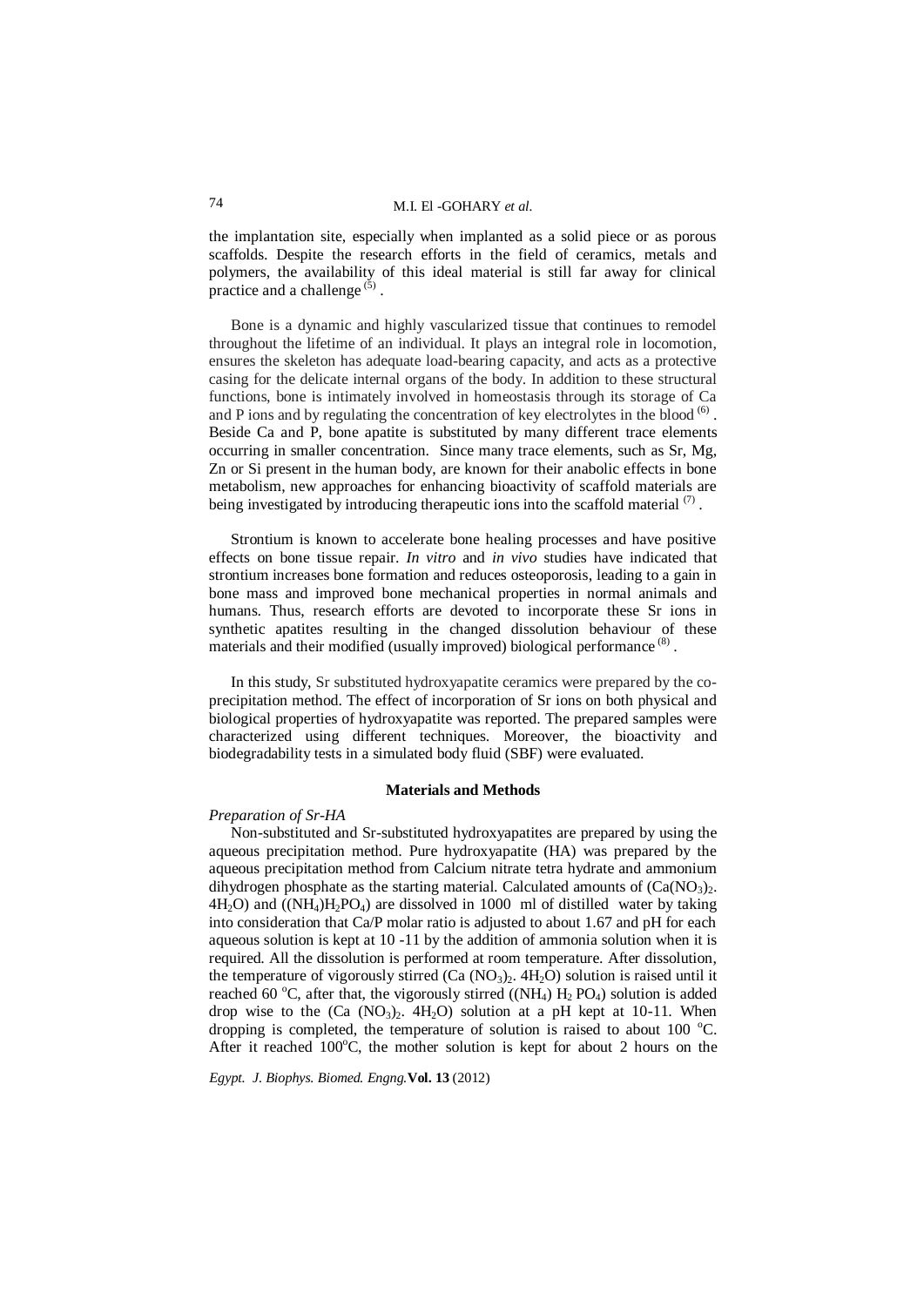the implantation site, especially when implanted as a solid piece or as porous scaffolds. Despite the research efforts in the field of ceramics, metals and polymers, the availability of this ideal material is still far away for clinical practice and a challenge [(5)].

Bone is a dynamic and highly vascularized tissue that continues to remodel throughout the lifetime of an individual. It plays an integral role in locomotion, ensures the skeleton has adequate load-bearing capacity, and acts as a protective casing for the delicate internal organs of the body. In addition to these structural functions, bone is intimately involved in homeostasis through its storage of Ca and P ions and by regulating the concentration of key electrolytes in the blood [(6)]. Beside Ca and P, bone apatite is substituted by many different trace elements occurring in smaller concentration. Since many trace elements, such as Sr, Mg, Zn or Si present in the human body, are known for their anabolic effects in bone metabolism, new approaches for enhancing bioactivity of scaffold materials are being investigated by introducing therapeutic ions into the scaffold material [(7)].

Strontium is known to accelerate bone healing processes and have positive effects on bone tissue repair. *In vitro* and *in vivo* studies have indicated that strontium increases bone formation and reduces osteoporosis, leading to a gain in bone mass and improved bone mechanical properties in normal animals and humans. Thus, research efforts are devoted to incorporate these Sr ions in synthetic apatites resulting in the changed dissolution behaviour of these materials and their modified (usually improved) biological performance [(8)].

In this study, Sr substituted hydroxyapatite ceramics were prepared by the co-precipitation method. The effect of incorporation of Sr ions on both physical and biological properties of hydroxyapatite was reported. The prepared samples were characterized using different techniques. Moreover, the bioactivity and biodegradability tests in a simulated body fluid (SBF) were evaluated.

## Materials and Methods

*Preparation of Sr-HA*

Non-substituted and Sr-substituted hydroxyapatites are prepared by using the aqueous precipitation method. Pure hydroxyapatite (HA) was prepared by the aqueous precipitation method from Calcium nitrate tetra hydrate and ammonium dihydrogen phosphate as the starting material. Calculated amounts of $(Ca(NO_3)_2.4H_2O)$ and $((NH_4)H_2PO_4)$ are dissolved in 1000 ml of distilled water by taking into consideration that Ca/P molar ratio is adjusted to about 1.67 and pH for each aqueous solution is kept at 10 -11 by the addition of ammonia solution when it is required. All the dissolution is performed at room temperature. After dissolution, the temperature of vigorously stirred $(Ca(NO_3)_2.4H_2O)$ solution is raised until it reached 60 $^oC$, after that, the vigorously stirred $((NH_4)H_2PO_4)$ solution is added drop wise to the $(Ca(NO_3)_2.4H_2O)$ solution at a pH kept at 10-11. When dropping is completed, the temperature of solution is raised to about 100 $^oC$. After it reached 100$^oC$, the mother solution is kept for about 2 hours on the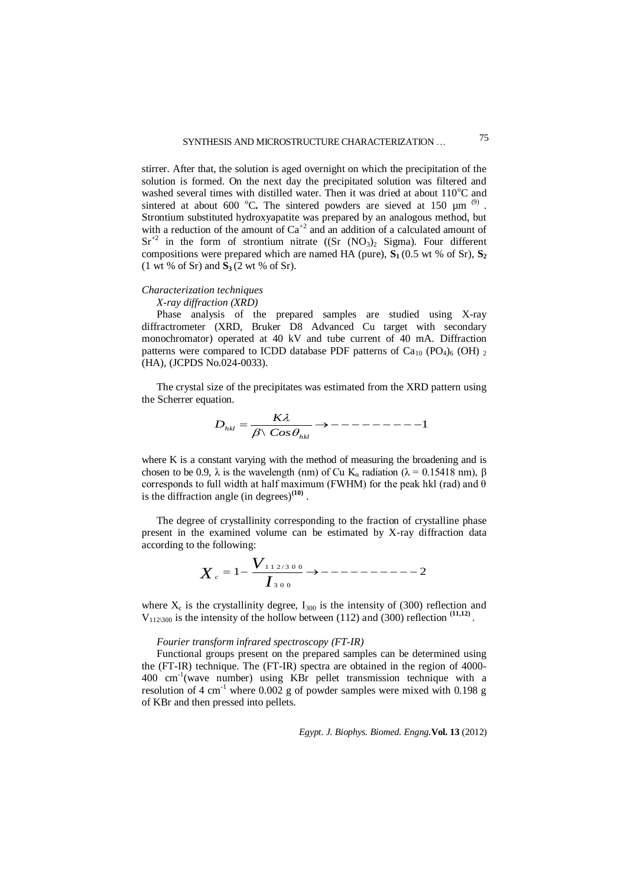stirrer. After that, the solution is aged overnight on which the precipitation of the solution is formed. On the next day the precipitated solution was filtered and washed several times with distilled water. Then it was dried at about 110°C and sintered at about 600 °C**.** The sintered powders are sieved at 150 µm [(9)]. Strontium substituted hydroxyapatite was prepared by an analogous method, but with a reduction of the amount of $Ca^{+2}$ and an addition of a calculated amount of $Sr^{+2}$ in the form of strontium nitrate (($Sr(NO_3)_2$ Sigma). Four different compositions were prepared which are named HA (pure), **S$_1$** (0.5 wt % of Sr), **S$_2$** (1 wt % of Sr) and **S$_3$** (2 wt % of Sr).

### *Characterization techniques*

#### *X-ray diffraction (XRD)*

Phase analysis of the prepared samples are studied using X-ray diffractrometer (XRD, Bruker D8 Advanced Cu target with secondary monochromator) operated at 40 kV and tube current of 40 mA. Diffraction patterns were compared to ICDD database PDF patterns of $Ca_{10}(PO_4)_6(OH)_2$ (HA), (JCPDS No.024-0033).

The crystal size of the precipitates was estimated from the XRD pattern using the Scherrer equation.

$$D_{hkl} = \frac{K\lambda}{\beta \backslash Cos\theta_{hkl}} \rightarrow ---------1$$

where K is a constant varying with the method of measuring the broadening and is chosen to be 0.9, λ is the wavelength (nm) of Cu $K_\alpha$ radiation (λ = 0.15418 nm), β corresponds to full width at half maximum (FWHM) for the peak hkl (rad) and θ is the diffraction angle (in degrees)[(10)].

The degree of crystallinity corresponding to the fraction of crystalline phase present in the examined volume can be estimated by X-ray diffraction data according to the following:

$$X_c = 1 - \frac{V_{112/300}}{I_{300}} \rightarrow ----------2$$

where $X_c$ is the crystallinity degree, $I_{300}$ is the intensity of (300) reflection and $V_{112\backslash 300}$ is the intensity of the hollow between (112) and (300) reflection [(11,12)].

#### *Fourier transform infrared spectroscopy (FT-IR)*

Functional groups present on the prepared samples can be determined using the (FT-IR) technique. The (FT-IR) spectra are obtained in the region of 4000-400 $cm^{-1}$(wave number) using KBr pellet transmission technique with a resolution of 4 $cm^{-1}$ where 0.002 g of powder samples were mixed with 0.198 g of KBr and then pressed into pellets.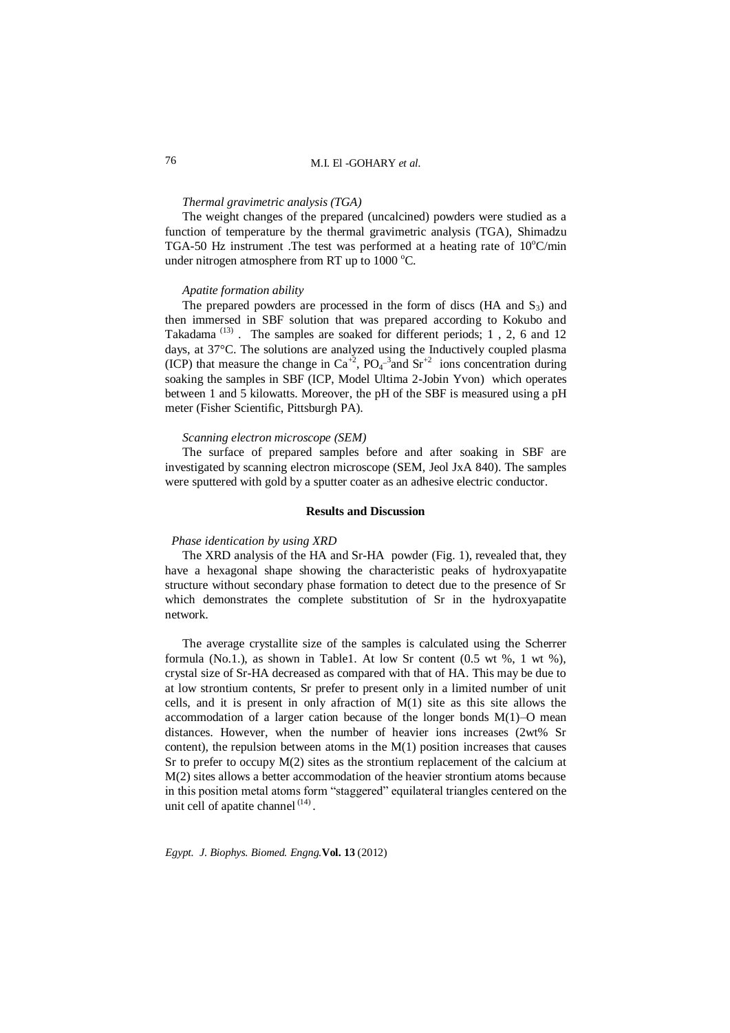*Thermal gravimetric analysis (TGA)*

The weight changes of the prepared (uncalcined) powders were studied as a function of temperature by the thermal gravimetric analysis (TGA), Shimadzu TGA-50 Hz instrument .The test was performed at a heating rate of 10°C/min under nitrogen atmosphere from RT up to 1000 °C.

*Apatite formation ability*

The prepared powders are processed in the form of discs (HA and $S_3$) and then immersed in SBF solution that was prepared according to Kokubo and Takadama [13] . The samples are soaked for different periods; 1 , 2, 6 and 12 days, at 37°C. The solutions are analyzed using the Inductively coupled plasma (ICP) that measure the change in $Ca^{+2}$, $PO_4^{-3}$and $Sr^{+2}$ ions concentration during soaking the samples in SBF (ICP, Model Ultima 2-Jobin Yvon) which operates between 1 and 5 kilowatts. Moreover, the pH of the SBF is measured using a pH meter (Fisher Scientific, Pittsburgh PA).

*Scanning electron microscope (SEM)*

The surface of prepared samples before and after soaking in SBF are investigated by scanning electron microscope (SEM, Jeol JxA 840). The samples were sputtered with gold by a sputter coater as an adhesive electric conductor.

## Results and Discussion

*Phase identication by using XRD*

The XRD analysis of the HA and Sr-HA powder (Fig. 1), revealed that, they have a hexagonal shape showing the characteristic peaks of hydroxyapatite structure without secondary phase formation to detect due to the presence of Sr which demonstrates the complete substitution of Sr in the hydroxyapatite network.

The average crystallite size of the samples is calculated using the Scherrer formula (No.1.), as shown in Table1. At low Sr content (0.5 wt %, 1 wt %), crystal size of Sr-HA decreased as compared with that of HA. This may be due to at low strontium contents, Sr prefer to present only in a limited number of unit cells, and it is present in only afraction of M(1) site as this site allows the accommodation of a larger cation because of the longer bonds M(1)–O mean distances. However, when the number of heavier ions increases (2wt% Sr content), the repulsion between atoms in the M(1) position increases that causes Sr to prefer to occupy M(2) sites as the strontium replacement of the calcium at M(2) sites allows a better accommodation of the heavier strontium atoms because in this position metal atoms form "staggered" equilateral triangles centered on the unit cell of apatite channel [14].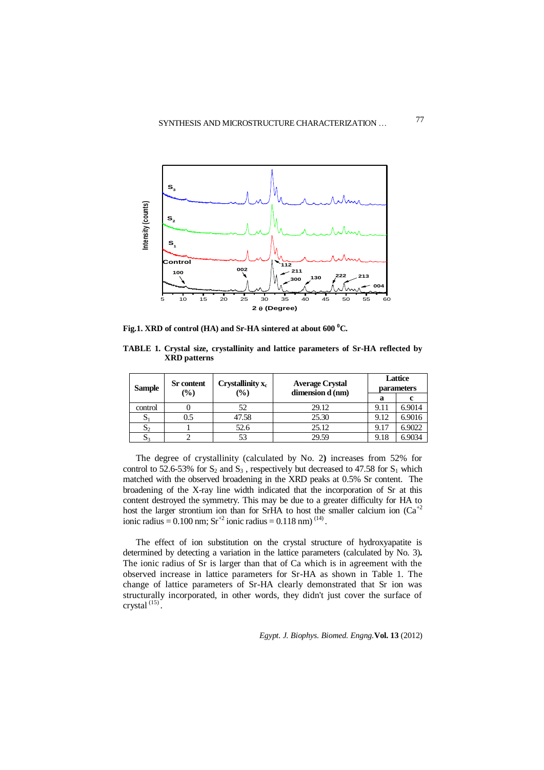**Fig.1. XRD of control (HA) and Sr-HA sintered at about 600 $^0$C.**

**TABLE 1. Crystal size, crystallinity and lattice parameters of Sr-HA reflected by XRD patterns**

| Sample | Sr content (%) | Crystallinity $x_c$ (%) | Average Crystal dimension d (nm) | Lattice parameters | |
|---|---|---|---|---|---|
| | | | | a | c |
| control | 0 | 52 | 29.12 | 9.11 | 6.9014 |
| $S_1$ | 0.5 | 47.58 | 25.30 | 9.12 | 6.9016 |
| $S_2$ | 1 | 52.6 | 25.12 | 9.17 | 6.9022 |
| $S_3$ | 2 | 53 | 29.59 | 9.18 | 6.9034 |

The degree of crystallinity (calculated by No. 2**)** increases from 52% for control to 52.6-53% for $S_2$ and $S_3$ , respectively but decreased to 47.58 for $S_1$ which matched with the observed broadening in the XRD peaks at 0.5% Sr content. The broadening of the X-ray line width indicated that the incorporation of Sr at this content destroyed the symmetry. This may be due to a greater difficulty for HA to host the larger strontium ion than for SrHA to host the smaller calcium ion ($Ca^{+2}$ ionic radius = 0.100 nm; $Sr^{+2}$ ionic radius = 0.118 nm) [14].

The effect of ion substitution on the crystal structure of hydroxyapatite is determined by detecting a variation in the lattice parameters (calculated by No. 3**).** The ionic radius of Sr is larger than that of Ca which is in agreement with the observed increase in lattice parameters for Sr-HA as shown in Table 1. The change of lattice parameters of Sr-HA clearly demonstrated that Sr ion was structurally incorporated, in other words, they didn't just cover the surface of crystal [15].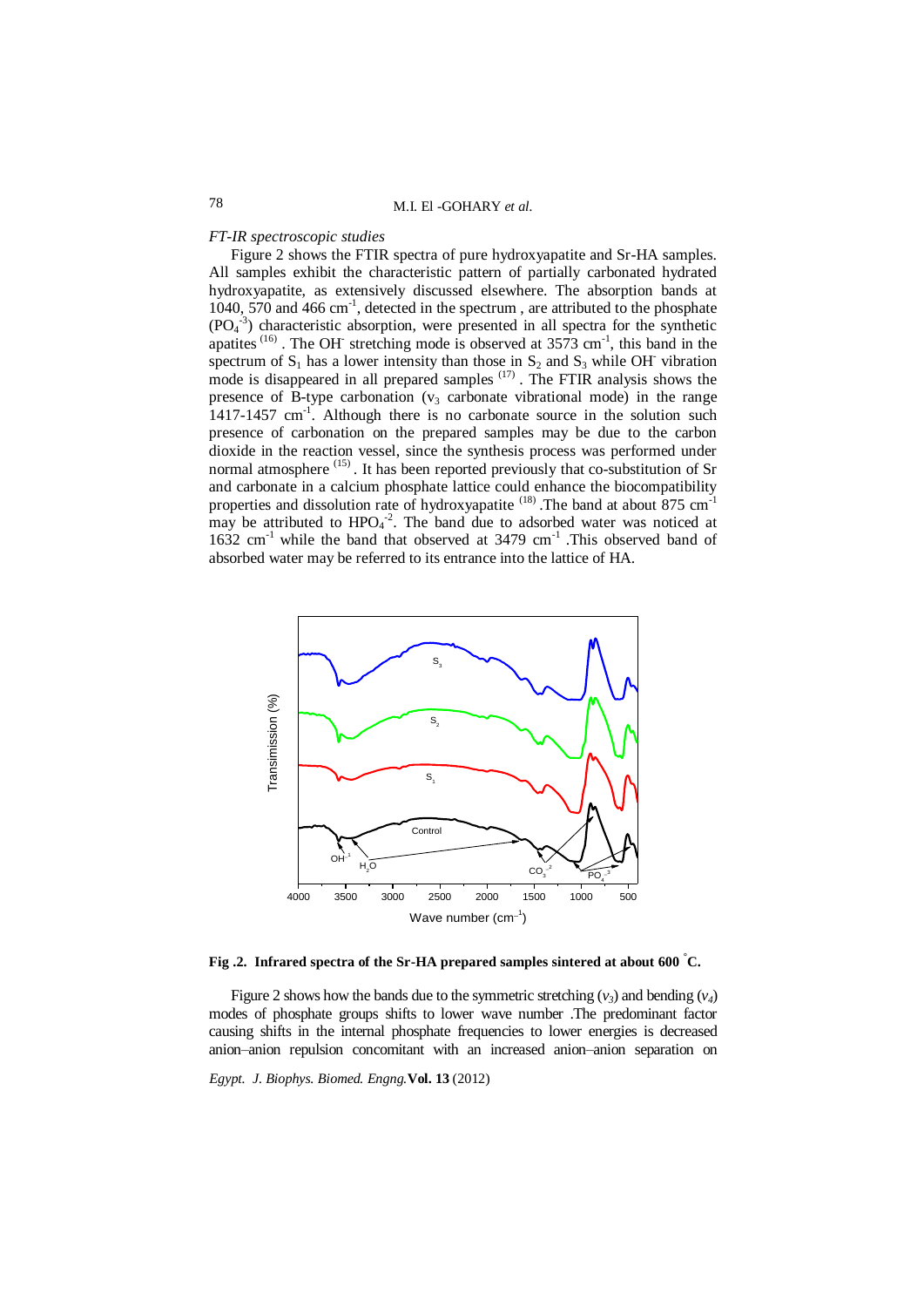*FT-IR spectroscopic studies*

Figure 2 shows the FTIR spectra of pure hydroxyapatite and Sr-HA samples. All samples exhibit the characteristic pattern of partially carbonated hydrated hydroxyapatite, as extensively discussed elsewhere. The absorption bands at 1040, 570 and 466 cm$^{-1}$, detected in the spectrum , are attributed to the phosphate ($PO_4^{-3}$) characteristic absorption, were presented in all spectra for the synthetic apatites (16) . The $OH^-$ stretching mode is observed at 3573 cm$^{-1}$, this band in the spectrum of $S_1$ has a lower intensity than those in $S_2$ and $S_3$ while $OH^-$ vibration mode is disappeared in all prepared samples (17) . The FTIR analysis shows the presence of B-type carbonation ($v_3$ carbonate vibrational mode) in the range 1417-1457 cm$^{-1}$. Although there is no carbonate source in the solution such presence of carbonation on the prepared samples may be due to the carbon dioxide in the reaction vessel, since the synthesis process was performed under normal atmosphere (15) . It has been reported previously that co-substitution of Sr and carbonate in a calcium phosphate lattice could enhance the biocompatibility properties and dissolution rate of hydroxyapatite (18) .The band at about 875 cm$^{-1}$ may be attributed to $HPO_4^{-2}$. The band due to adsorbed water was noticed at 1632 cm$^{-1}$ while the band that observed at 3479 cm$^{-1}$ .This observed band of absorbed water may be referred to its entrance into the lattice of HA.

**Fig .2. Infrared spectra of the Sr-HA prepared samples sintered at about 600 °C.**

Figure 2 shows how the bands due to the symmetric stretching (*$v_3$*) and bending (*$v_4$*) modes of phosphate groups shifts to lower wave number .The predominant factor causing shifts in the internal phosphate frequencies to lower energies is decreased anion–anion repulsion concomitant with an increased anion–anion separation on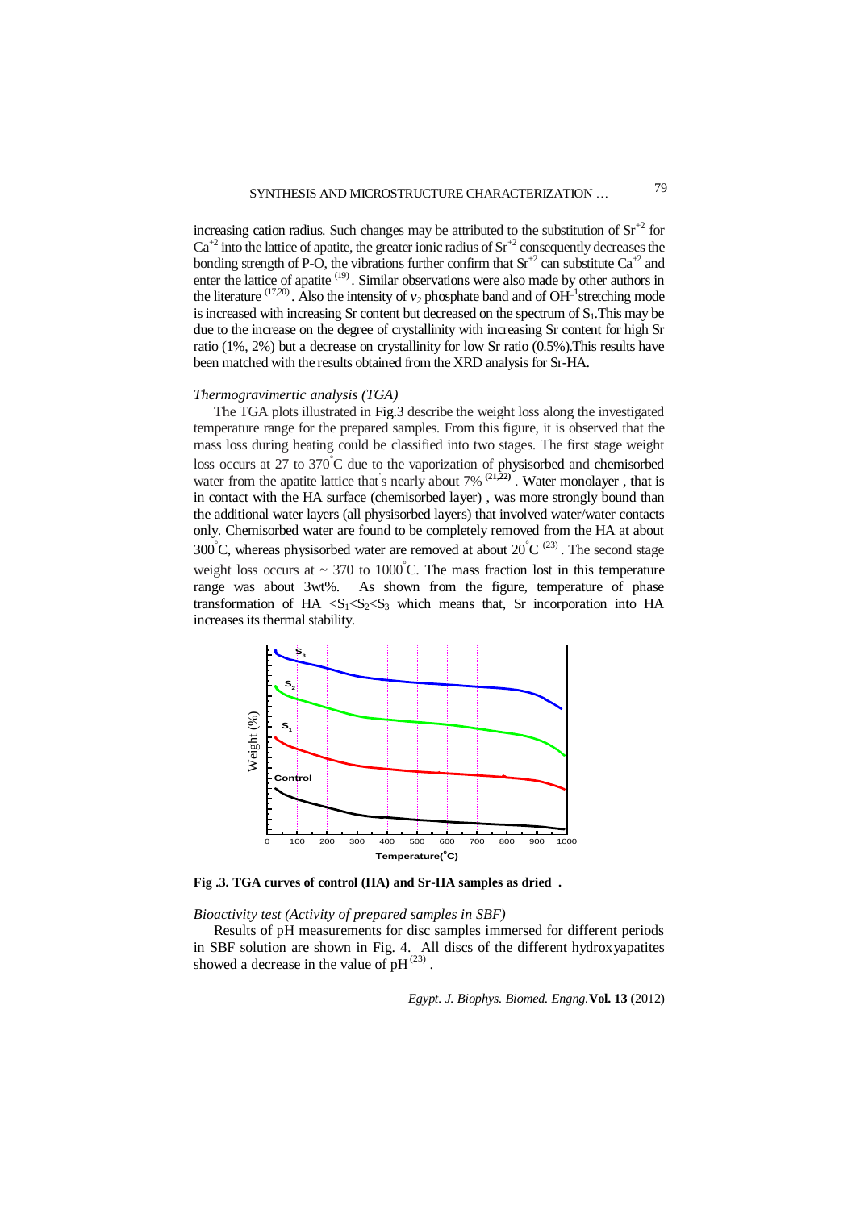increasing cation radius. Such changes may be attributed to the substitution of $Sr^{+2}$ for $Ca^{+2}$ into the lattice of apatite, the greater ionic radius of $Sr^{+2}$ consequently decreases the bonding strength of P-O, the vibrations further confirm that $Sr^{+2}$ can substitute $Ca^{+2}$ and enter the lattice of apatite [19]. Similar observations were also made by other authors in the literature [17,20]. Also the intensity of $v_2$ phosphate band and of $OH^{-1}$stretching mode is increased with increasing Sr content but decreased on the spectrum of $S_1$.This may be due to the increase on the degree of crystallinity with increasing Sr content for high Sr ratio (1%, 2%) but a decrease on crystallinity for low Sr ratio (0.5%).This results have been matched with the results obtained from the XRD analysis for Sr-HA.

*Thermogravimertic analysis (TGA)*

The TGA plots illustrated in Fig.3 describe the weight loss along the investigated temperature range for the prepared samples. From this figure, it is observed that the mass loss during heating could be classified into two stages. The first stage weight loss occurs at 27 to 370°C due to the vaporization of physisorbed and chemisorbed water from the apatite lattice that's nearly about 7% [21,22]. Water monolayer , that is in contact with the HA surface (chemisorbed layer) , was more strongly bound than the additional water layers (all physisorbed layers) that involved water/water contacts only. Chemisorbed water are found to be completely removed from the HA at about 300°C, whereas physisorbed water are removed at about 20°C [23]. The second stage weight loss occurs at ~ 370 to 1000°C. The mass fraction lost in this temperature range was about 3wt%. As shown from the figure, temperature of phase transformation of HA $<S_1<S_2<S_3$ which means that, Sr incorporation into HA increases its thermal stability.

**Fig .3. TGA curves of control (HA) and Sr-HA samples as dried .**

*Bioactivity test (Activity of prepared samples in SBF)*

Results of pH measurements for disc samples immersed for different periods in SBF solution are shown in Fig. 4. All discs of the different hydroxyapatites showed a decrease in the value of pH [23].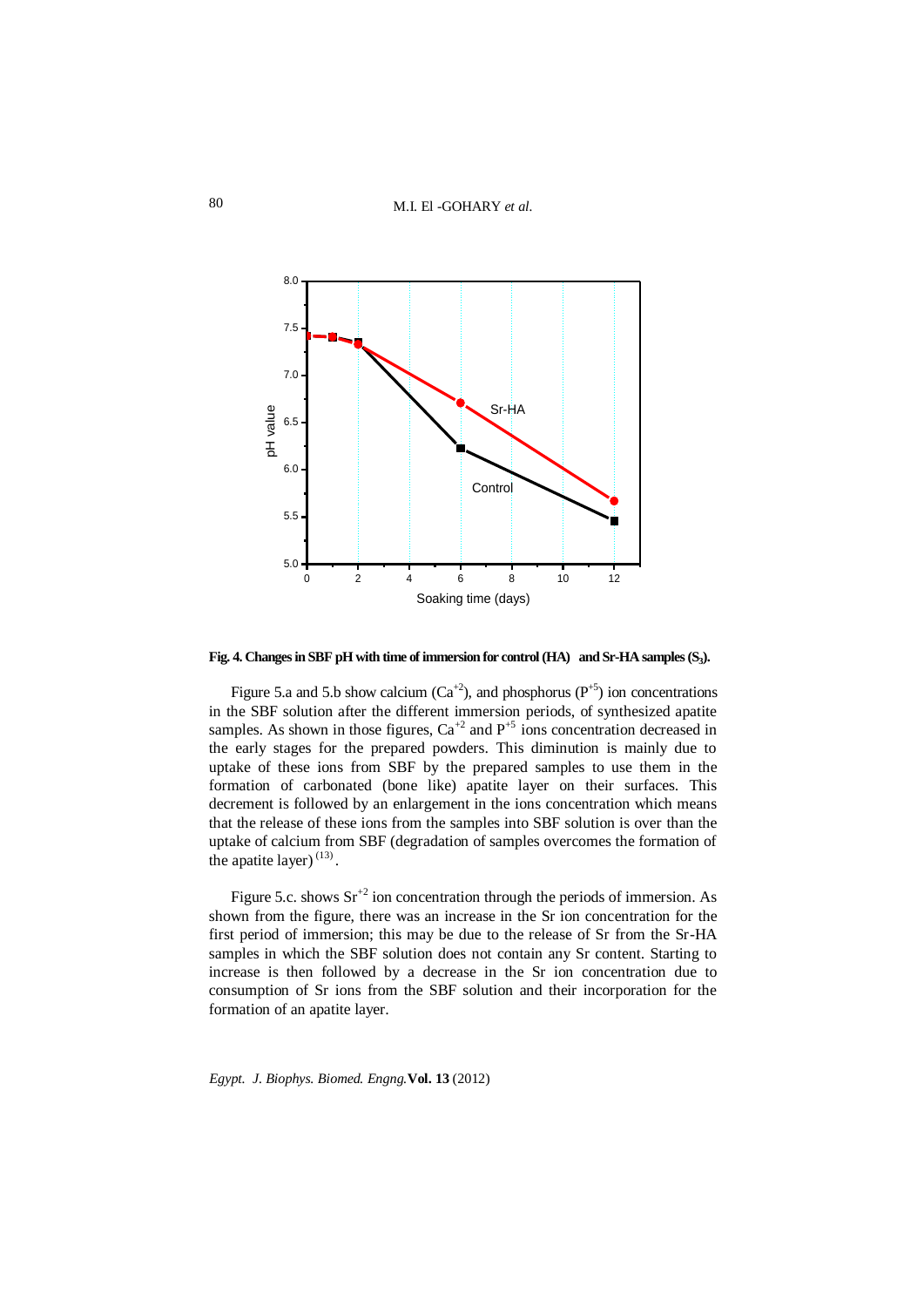**Fig. 4. Changes in SBF pH with time of immersion for control (HA) and Sr-HA samples ($S_3$).**

Figure 5.a and 5.b show calcium ($Ca^{+2}$), and phosphorus ($P^{+5}$) ion concentrations in the SBF solution after the different immersion periods, of synthesized apatite samples. As shown in those figures, $Ca^{+2}$ and $P^{+5}$ ions concentration decreased in the early stages for the prepared powders. This diminution is mainly due to uptake of these ions from SBF by the prepared samples to use them in the formation of carbonated (bone like) apatite layer on their surfaces. This decrement is followed by an enlargement in the ions concentration which means that the release of these ions from the samples into SBF solution is over than the uptake of calcium from SBF (degradation of samples overcomes the formation of the apatite layer) [13].

Figure 5.c. shows $Sr^{+2}$ ion concentration through the periods of immersion. As shown from the figure, there was an increase in the Sr ion concentration for the first period of immersion; this may be due to the release of Sr from the Sr-HA samples in which the SBF solution does not contain any Sr content. Starting to increase is then followed by a decrease in the Sr ion concentration due to consumption of Sr ions from the SBF solution and their incorporation for the formation of an apatite layer.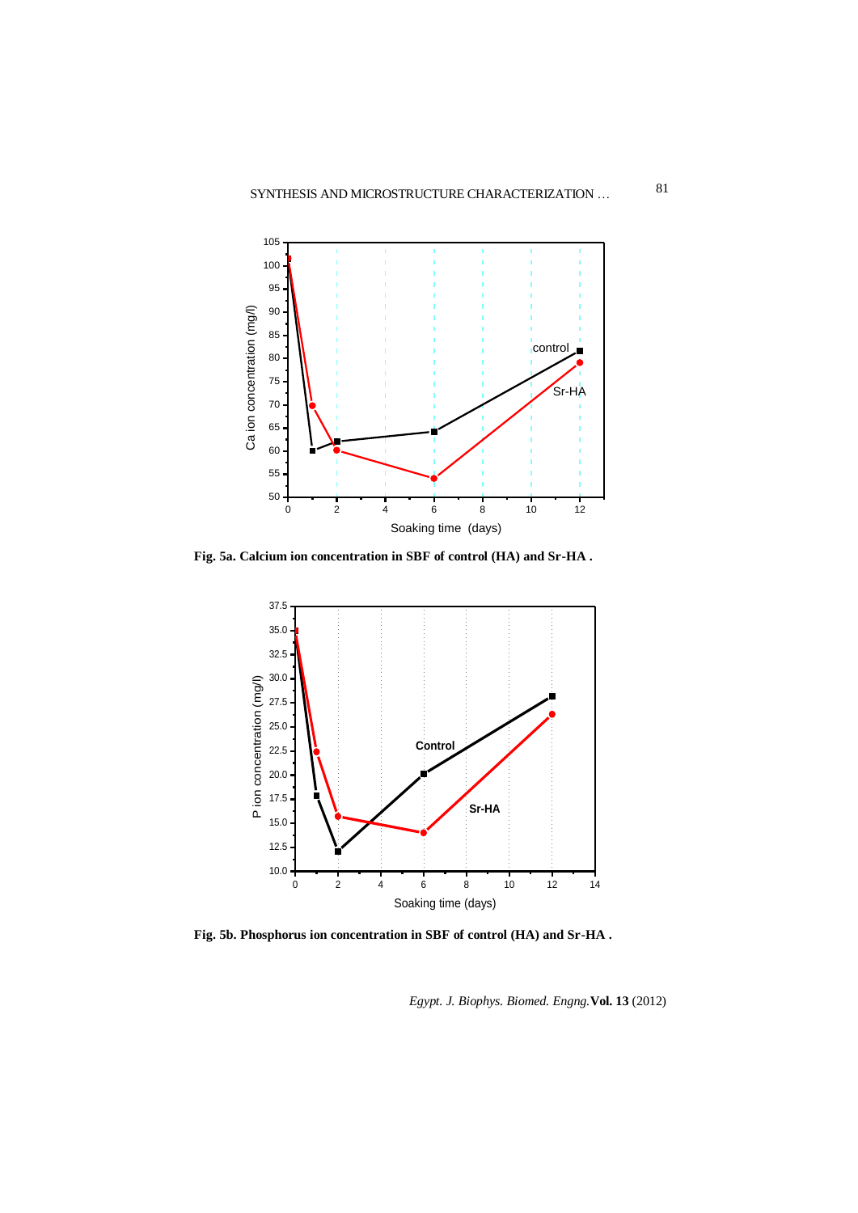**Fig. 5a. Calcium ion concentration in SBF of control (HA) and Sr-HA .**

**Fig. 5b. Phosphorus ion concentration in SBF of control (HA) and Sr-HA .**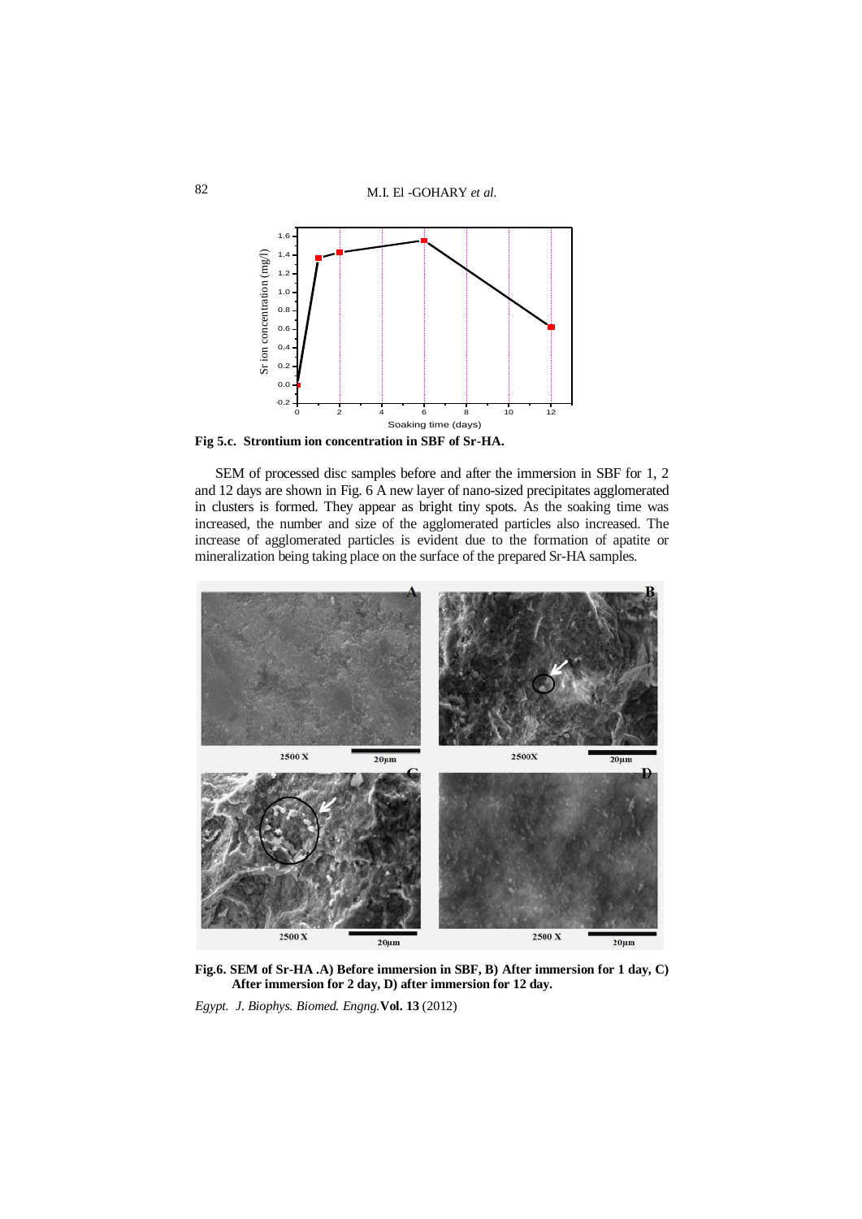**Fig 5.c. Strontium ion concentration in SBF of Sr-HA.**

SEM of processed disc samples before and after the immersion in SBF for 1, 2 and 12 days are shown in Fig. 6 A new layer of nano-sized precipitates agglomerated in clusters is formed. They appear as bright tiny spots. As the soaking time was increased, the number and size of the agglomerated particles also increased. The increase of agglomerated particles is evident due to the formation of apatite or mineralization being taking place on the surface of the prepared Sr-HA samples.

**Fig.6. SEM of Sr-HA .A) Before immersion in SBF, B) After immersion for 1 day, C) After immersion for 2 day, D) after immersion for 12 day.**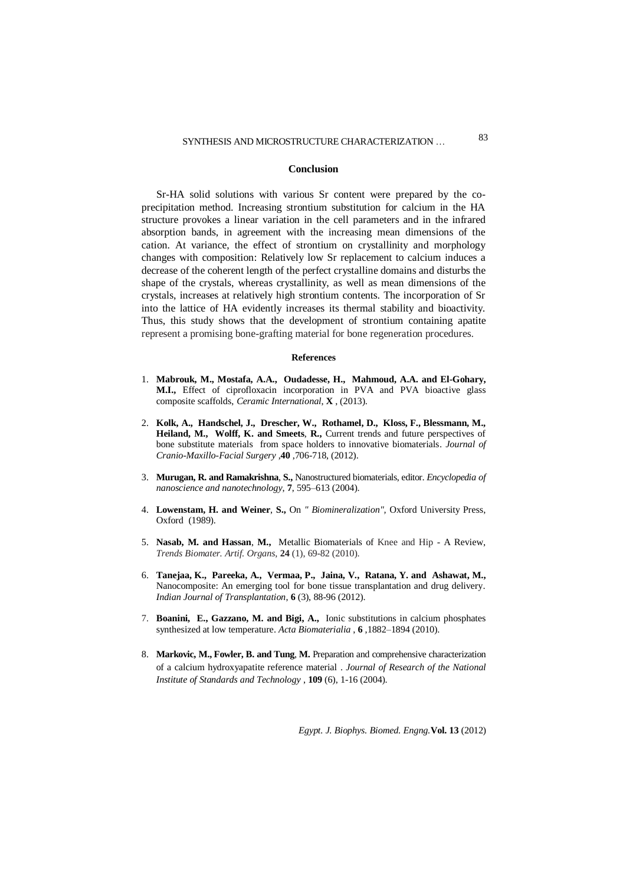## Conclusion

Sr-HA solid solutions with various Sr content were prepared by the co-precipitation method. Increasing strontium substitution for calcium in the HA structure provokes a linear variation in the cell parameters and in the infrared absorption bands, in agreement with the increasing mean dimensions of the cation. At variance, the effect of strontium on crystallinity and morphology changes with composition: Relatively low Sr replacement to calcium induces a decrease of the coherent length of the perfect crystalline domains and disturbs the shape of the crystals, whereas crystallinity, as well as mean dimensions of the crystals, increases at relatively high strontium contents. The incorporation of Sr into the lattice of HA evidently increases its thermal stability and bioactivity. Thus, this study shows that the development of strontium containing apatite represent a promising bone-grafting material for bone regeneration procedures.

## References

1. **Mabrouk, M., Mostafa, A.A., Oudadesse, H., Mahmoud, A.A. and El-Gohary, M.I.,** Effect of ciprofloxacin incorporation in PVA and PVA bioactive glass composite scaffolds, *Ceramic International*, **X** , (2013).
2. **Kolk, A., Handschel, J., Drescher, W., Rothamel, D., Kloss, F., Blessmann, M., Heiland, M., Wolff, K. and Smeets**, **R.,** Current trends and future perspectives of bone substitute materials from space holders to innovative biomaterials. *Journal of Cranio-Maxillo-Facial Surgery* ,**40** ,706-718, (2012).
3. **Murugan, R. and Ramakrishna**, **S.,** Nanostructured biomaterials, editor. *Encyclopedia of nanoscience and nanotechnology*, **7**, 595–613 (2004).
4. **Lowenstam, H. and Weiner**, **S.,** On *" Biomineralization"*, Oxford University Press, Oxford (1989).
5. **Nasab, M. and Hassan**, **M.,** Metallic Biomaterials of Knee and Hip - A Review, *Trends Biomater. Artif. Organs*, **24** (1), 69-82 (2010).
6. **Tanejaa, K., Pareeka, A., Vermaa, P., Jaina, V., Ratana, Y. and Ashawat, M.,** Nanocomposite: An emerging tool for bone tissue transplantation and drug delivery. *Indian Journal of Transplantation*, **6** (3), 88-96 (2012).
7. **Boanini, E., Gazzano, M. and Bigi, A.,** Ionic substitutions in calcium phosphates synthesized at low temperature. *Acta Biomaterialia* , **6** ,1882–1894 (2010).
8. **Markovic, M., Fowler, B. and Tung**, **M.** Preparation and comprehensive characterization of a calcium hydroxyapatite reference material . *Journal of Research of the National Institute of Standards and Technology* , **109** (6), 1-16 (2004).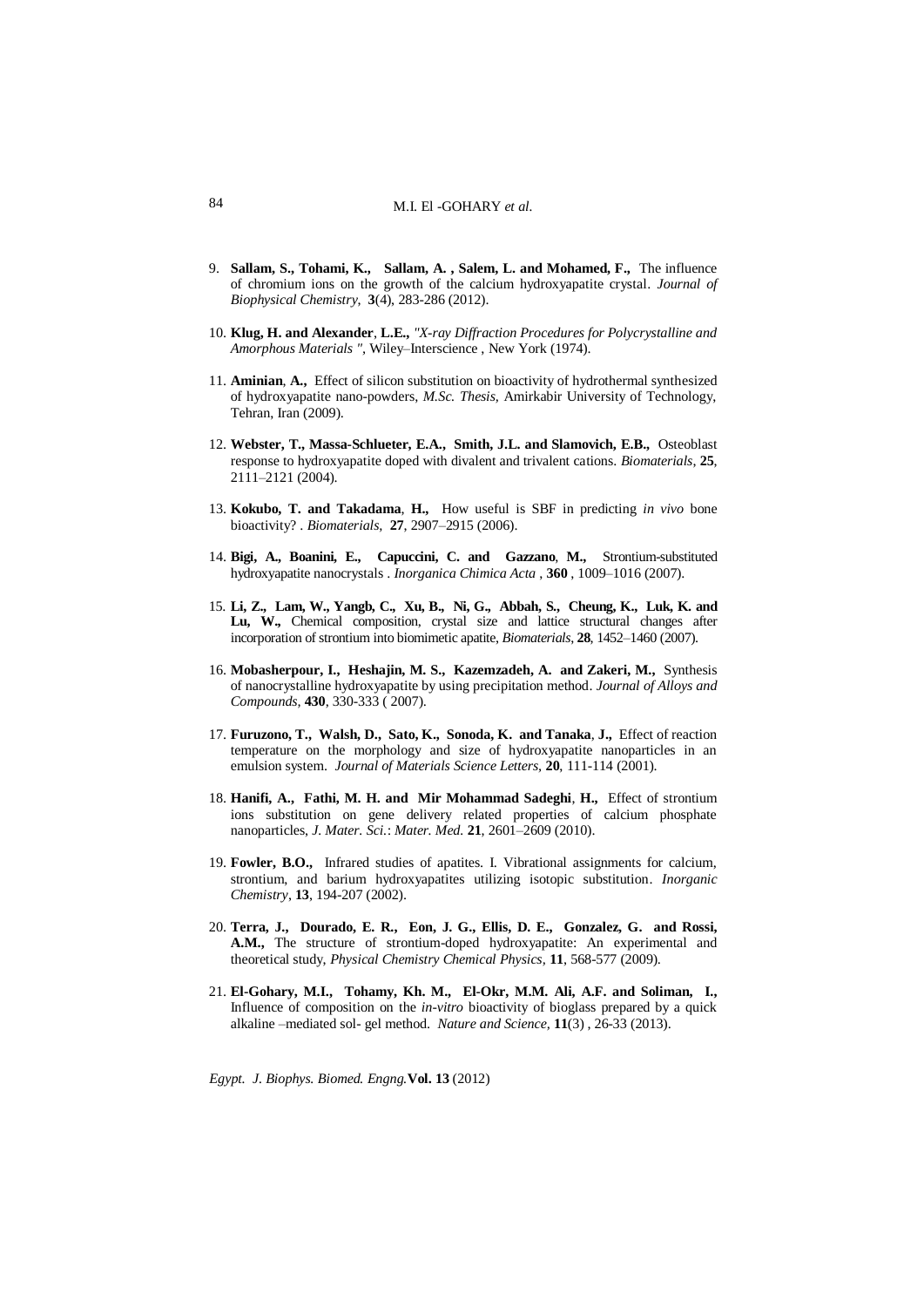9. **Sallam, S., Tohami, K., Sallam, A. , Salem, L. and Mohamed, F.,** The influence of chromium ions on the growth of the calcium hydroxyapatite crystal. *Journal of Biophysical Chemistry*, **3**(4), 283-286 (2012).

10. **Klug, H. and Alexander**, **L.E.,** *"X-ray Diffraction Procedures for Polycrystalline and Amorphous Materials "*, Wiley–Interscience , New York (1974).

11. **Aminian**, **A.,** Effect of silicon substitution on bioactivity of hydrothermal synthesized of hydroxyapatite nano-powders, *M.Sc. Thesis*, Amirkabir University of Technology, Tehran, Iran (2009).

12. **Webster, T., Massa-Schlueter, E.A., Smith, J.L. and Slamovich, E.B.,** Osteoblast response to hydroxyapatite doped with divalent and trivalent cations. *Biomaterials*, **25**, 2111–2121 (2004).

13. **Kokubo, T. and Takadama**, **H.,** How useful is SBF in predicting *in vivo* bone bioactivity? . *Biomaterials*, **27**, 2907–2915 (2006).

14. **Bigi, A., Boanini, E., Capuccini, C. and Gazzano**, **M.,** Strontium-substituted hydroxyapatite nanocrystals . *Inorganica Chimica Acta* , **360** , 1009–1016 (2007).

15. **Li, Z., Lam, W., Yangb, C., Xu, B., Ni, G., Abbah, S., Cheung, K., Luk, K. and Lu, W.,** Chemical composition, crystal size and lattice structural changes after incorporation of strontium into biomimetic apatite, *Biomaterials*, **28**, 1452–1460 (2007).

16. **Mobasherpour, I., Heshajin, M. S., Kazemzadeh, A. and Zakeri, M.,** Synthesis of nanocrystalline hydroxyapatite by using precipitation method. *Journal of Alloys and Compounds*, **430**, 330-333 ( 2007).

17. **Furuzono, T., Walsh, D., Sato, K., Sonoda, K. and Tanaka**, **J.,** Effect of reaction temperature on the morphology and size of hydroxyapatite nanoparticles in an emulsion system. *Journal of Materials Science Letters*, **20**, 111-114 (2001).

18. **Hanifi, A., Fathi, M. H. and Mir Mohammad Sadeghi**, **H.,** Effect of strontium ions substitution on gene delivery related properties of calcium phosphate nanoparticles, *J. Mater. Sci.*: *Mater. Med.* **21**, 2601–2609 (2010).

19. **Fowler, B.O.,** Infrared studies of apatites. I. Vibrational assignments for calcium, strontium, and barium hydroxyapatites utilizing isotopic substitution. *Inorganic Chemistry*, **13**, 194-207 (2002).

20. **Terra, J., Dourado, E. R., Eon, J. G., Ellis, D. E., Gonzalez, G. and Rossi, A.M.,** The structure of strontium-doped hydroxyapatite: An experimental and theoretical study, *Physical Chemistry Chemical Physics*, **11**, 568-577 (2009).

21. **El-Gohary, M.I., Tohamy, Kh. M., El-Okr, M.M. Ali, A.F. and Soliman, I.,** Influence of composition on the *in-vitro* bioactivity of bioglass prepared by a quick alkaline –mediated sol- gel method. *Nature and Science*, **11**(3) , 26-33 (2013).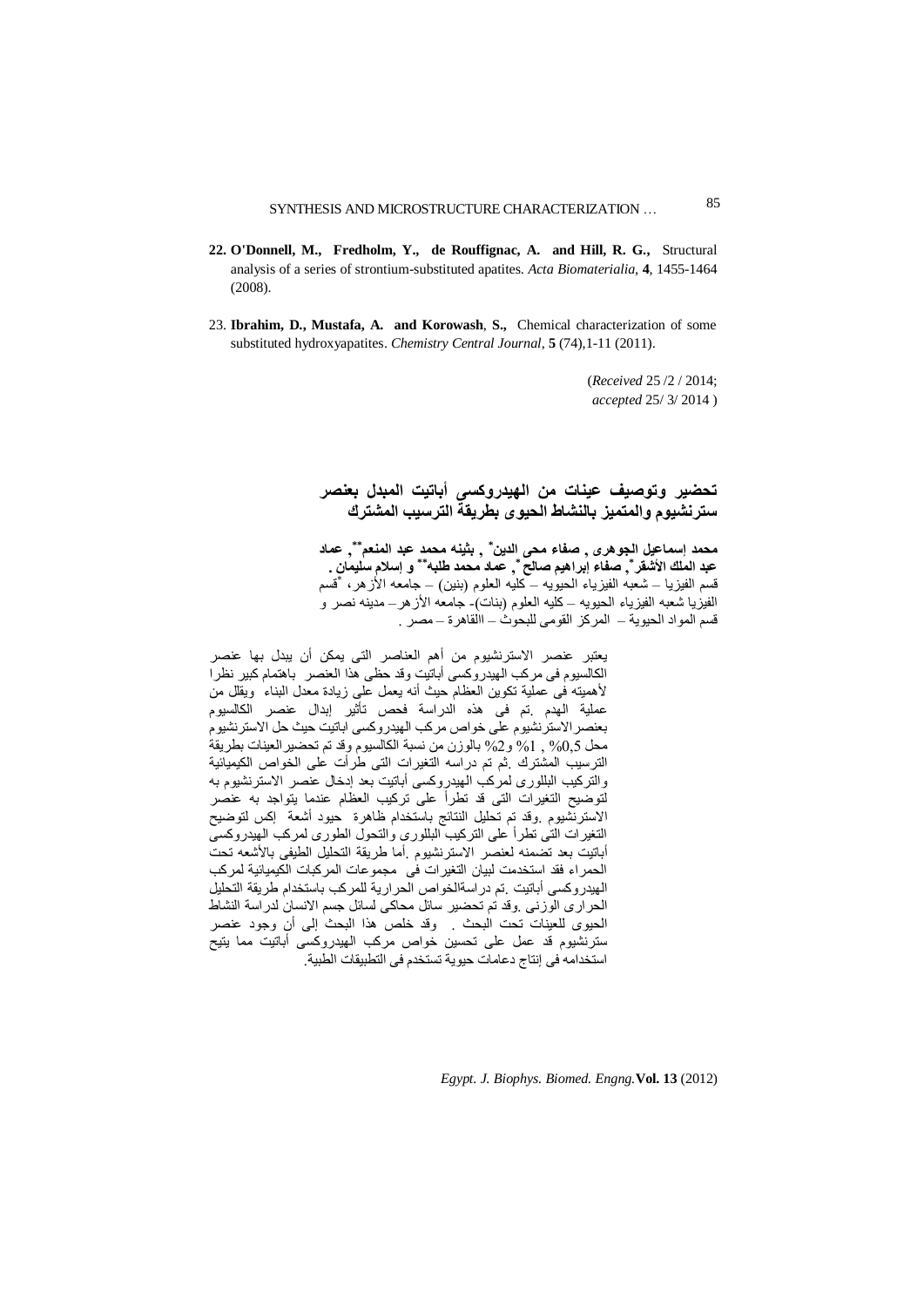**22. O'Donnell, M., Fredholm, Y., de Rouffignac, A. and Hill, R. G.,** Structural analysis of a series of strontium-substituted apatites. *Acta Biomaterialia*, **4**, 1455-1464 (2008).

23. **Ibrahim, D., Mustafa, A. and Korowash, S.,** Chemical characterization of some substituted hydroxyapatites. *Chemistry Central Journal*, **5** (74),1-11 (2011).

(*Received* 25 /2 / 2014;
*accepted* 25/ 3/ 2014 )

## تحضير وتوصيف عينات من الهيدروكسى أباتيت المبدل بعنصر سترنشيوم والمتميز بالنشاط الحيوى بطريقة الترسيب المشترك

**محمد إسماعيل الجوهرى , صفاء محى الدين[*] , بثينه محمد عبد المنعم[**], عماد عبد الملك الأشقر[*], صفاء إبراهيم صالح[*], عماد محمد طلبه[**] و إسلام سليمان .**

قسم الفيزيا – شعبه الفيزياء الحيويه – كليه العلوم (بنين) – جامعه الأزهر، [*]قسم الفيزيا شعبه الفيزياء الحيويه – كليه العلوم (بنات)- جامعه الأزهر – مدينه نصر و قسم المواد الحيوية – المركز القومى للبحوث – االقاهرة – مصر .

يعتبر عنصر الاسترنشيوم من أهم العناصر التى يمكن أن يبدل بها عنصر الكالسيوم فى مركب الهيدروكسى أباتيت وقد حظى هذا العنصر باهتمام كبير نظرا لأهميته فى عملية تكوين العظام حيث أنه يعمل على زيادة معدل البناء ويقلل من عملية الهدم .تم فى هذه الدراسة فحص تأثير إبدال عنصر الكالسيوم بعنصر الاسترنشيوم على خواص مركب الهيدروكسى اباتيت حيث حل الاسترنشيوم محل 0,5% , 1% و2% بالوزن من نسبة الكالسيوم وقد تم تحضير العينات بطريقة الترسيب المشترك .ثم تم دراسه التغيرات التى طرأت على الخواص الكيميائية والتركيب البللورى لمركب الهيدروكسى أباتيت بعد إدخال عنصر الاسترنشيوم به لتوضيح التغيرات التى قد تطرأ على تركيب العظام عندما يتواجد به عنصر الاسترنشيوم .وقد تم تحليل النتائج باستخدام ظاهرة حيود أشعة إكس لتوضيح التغيرات التى تطرأ على التركيب البللورى والتحول الطورى لمركب الهيدروكسى أباتيت بعد تضمنه لعنصر الاسترنشيوم .أما طريقة التحليل الطيفى بالأشعه تحت الحمراء فقد استخدمت لبيان التغيرات فى مجموعات المركبات الكيميائية لمركب الهيدروكسى أباتيت .تم دراسةالخواص الحرارية للمركب باستخدام طريقة التحليل الحرارى الوزنى .وقد تم تحضير سائل محاكى لسائل جسم الانسان لدراسة النشاط الحيوى للعينات تحت البحث . وقد خلص هذا البحث إلى أن وجود عنصر سترنشيوم قد عمل على تحسين خواص مركب الهيدروكسى أباتيت مما يتيح استخدامه فى إنتاج دعامات حيوية تستخدم فى التطبيقات الطبية.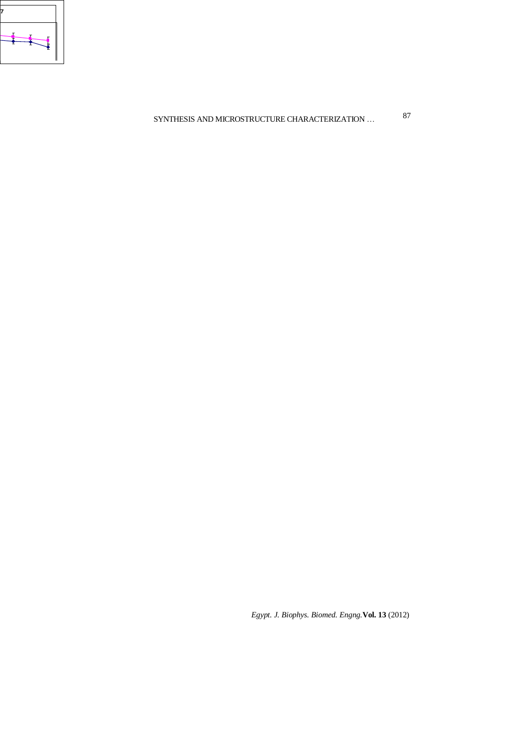7